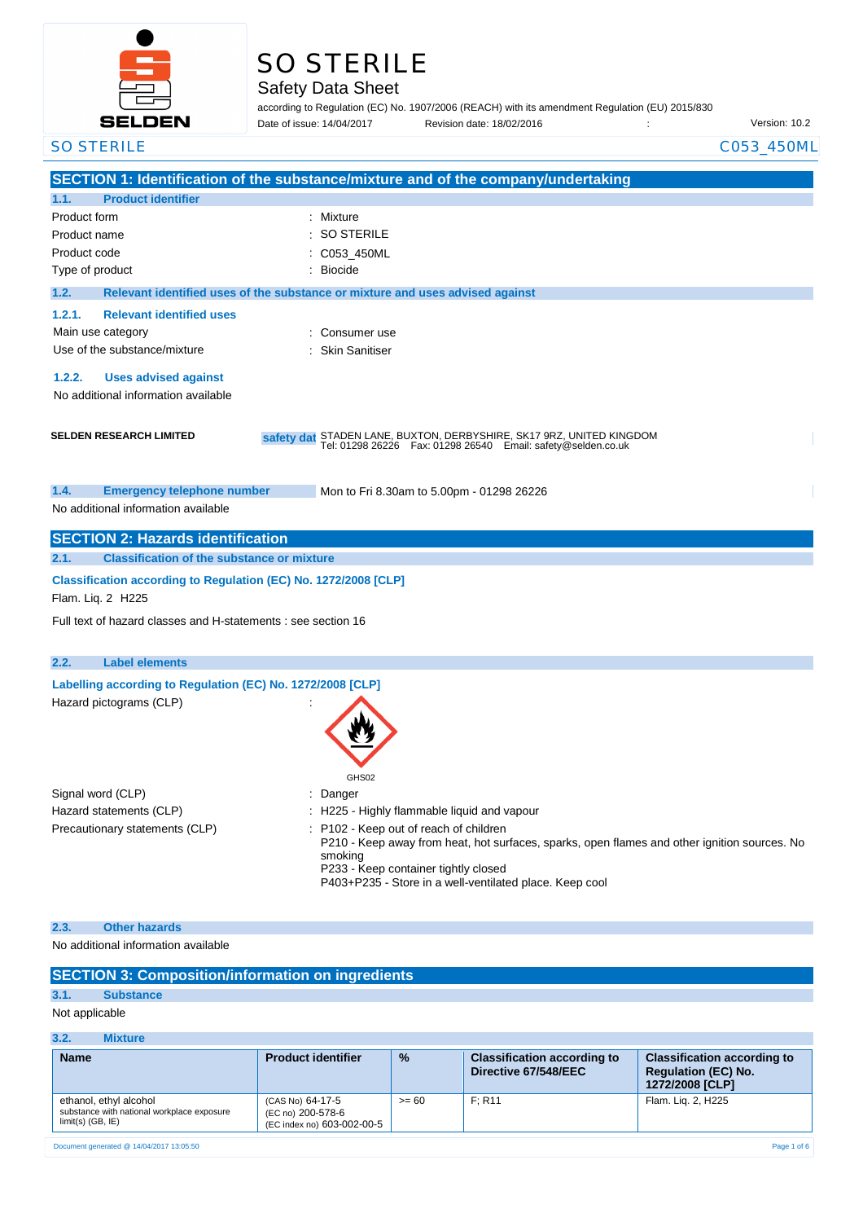# SO STERILE

## Safety Data Sheet

according to Regulation (EC) No. 1907/2006 (REACH) with its amendment Regulation (EU) 2015/830

Date of issue: 14/04/2017 Revision date: 18/02/2016 : Version: 10.2

SO STERILE C053_450ML

## SECTION 1: Identification of the substance/mixture and of the company/undertaking

### 1.1. Product identifier

| | |
|---|---|
| Product form | : Mixture |
| Product name | : SO STERILE |
| Product code | : C053_450ML |
| Type of product | : Biocide |

### 1.2. Relevant identified uses of the substance or mixture and uses advised against

#### 1.2.1. Relevant identified uses

| | |
|---|---|
| Main use category | : Consumer use |
| Use of the substance/mixture | : Skin Sanitiser |

#### 1.2.2. Uses advised against

No additional information available

**SELDEN RESEARCH LIMITED**

safety dat STADEN LANE, BUXTON, DERBYSHIRE, SK17 9RZ, UNITED KINGDOM
Tel: 01298 26226 Fax: 01298 26540 Email: safety@selden.co.uk

### 1.4. Emergency telephone number

Mon to Fri 8.30am to 5.00pm - 01298 26226

No additional information available

## SECTION 2: Hazards identification

### 2.1. Classification of the substance or mixture

**Classification according to Regulation (EC) No. 1272/2008 [CLP]**

Flam. Liq. 2 H225

Full text of hazard classes and H-statements : see section 16

### 2.2. Label elements

**Labelling according to Regulation (EC) No. 1272/2008 [CLP]**

Hazard pictograms (CLP) :

GHS02

| | |
|---|---|
| Signal word (CLP) | : Danger |
| Hazard statements (CLP) | : H225 - Highly flammable liquid and vapour |
| Precautionary statements (CLP) | : P102 - Keep out of reach of children<br>P210 - Keep away from heat, hot surfaces, sparks, open flames and other ignition sources. No smoking<br>P233 - Keep container tightly closed<br>P403+P235 - Store in a well-ventilated place. Keep cool |

### 2.3. Other hazards

No additional information available

## SECTION 3: Composition/information on ingredients

### 3.1. Substance

Not applicable

### 3.2. Mixture

| Name | Product identifier | % | Classification according to Directive 67/548/EEC | Classification according to Regulation (EC) No. 1272/2008 [CLP] |
|---|---|---|---|---|
| ethanol, ethyl alcohol<br>substance with national workplace exposure limit(s) (GB, IE) | (CAS No) 64-17-5<br>(EC no) 200-578-6<br>(EC index no) 603-002-00-5 | >= 60 | F; R11 | Flam. Liq. 2, H225 |

Document generated @ 14/04/2017 13:05:50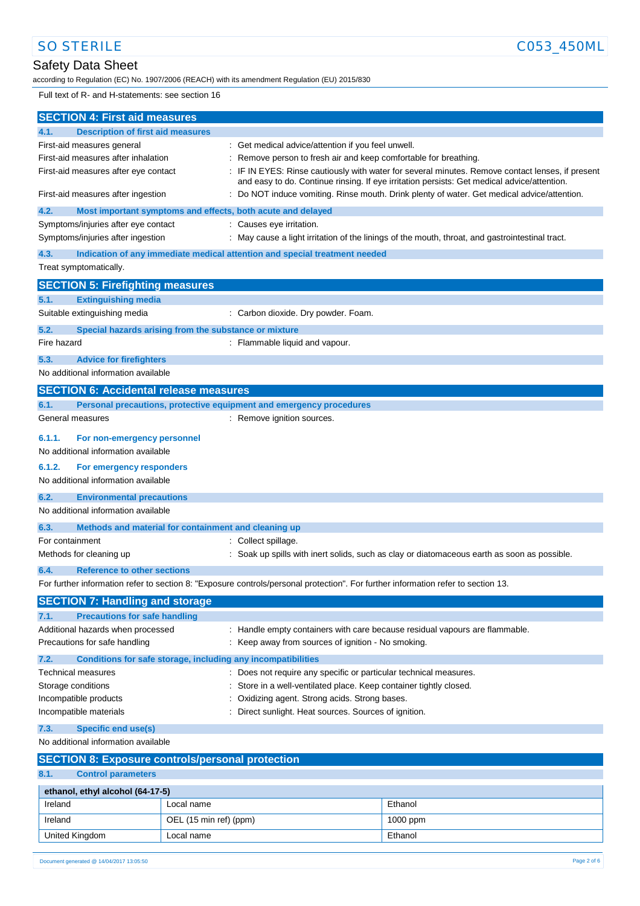Full text of R- and H-statements: see section 16

## SECTION 4: First aid measures

### 4.1. Description of first aid measures

| | |
|---|---|
| First-aid measures general | : Get medical advice/attention if you feel unwell. |
| First-aid measures after inhalation | : Remove person to fresh air and keep comfortable for breathing. |
| First-aid measures after eye contact | : IF IN EYES: Rinse cautiously with water for several minutes. Remove contact lenses, if present and easy to do. Continue rinsing. If eye irritation persists: Get medical advice/attention. |
| First-aid measures after ingestion | : Do NOT induce vomiting. Rinse mouth. Drink plenty of water. Get medical advice/attention. |

### 4.2. Most important symptoms and effects, both acute and delayed

| | |
|---|---|
| Symptoms/injuries after eye contact | : Causes eye irritation. |
| Symptoms/injuries after ingestion | : May cause a light irritation of the linings of the mouth, throat, and gastrointestinal tract. |

### 4.3. Indication of any immediate medical attention and special treatment needed

Treat symptomatically.

## SECTION 5: Firefighting measures

### 5.1. Extinguishing media

| | |
|---|---|
| Suitable extinguishing media | : Carbon dioxide. Dry powder. Foam. |

### 5.2. Special hazards arising from the substance or mixture

| | |
|---|---|
| Fire hazard | : Flammable liquid and vapour. |

### 5.3. Advice for firefighters

No additional information available

## SECTION 6: Accidental release measures

### 6.1. Personal precautions, protective equipment and emergency procedures

| | |
|---|---|
| General measures | : Remove ignition sources. |

#### 6.1.1. For non-emergency personnel

No additional information available

#### 6.1.2. For emergency responders

No additional information available

### 6.2. Environmental precautions

No additional information available

### 6.3. Methods and material for containment and cleaning up

| | |
|---|---|
| For containment | : Collect spillage. |
| Methods for cleaning up | : Soak up spills with inert solids, such as clay or diatomaceous earth as soon as possible. |

### 6.4. Reference to other sections

For further information refer to section 8: "Exposure controls/personal protection". For further information refer to section 13.

## SECTION 7: Handling and storage

### 7.1. Precautions for safe handling

| | |
|---|---|
| Additional hazards when processed | : Handle empty containers with care because residual vapours are flammable. |
| Precautions for safe handling | : Keep away from sources of ignition - No smoking. |

### 7.2. Conditions for safe storage, including any incompatibilities

| | |
|---|---|
| Technical measures | : Does not require any specific or particular technical measures. |
| Storage conditions | : Store in a well-ventilated place. Keep container tightly closed. |
| Incompatible products | : Oxidizing agent. Strong acids. Strong bases. |
| Incompatible materials | : Direct sunlight. Heat sources. Sources of ignition. |

### 7.3. Specific end use(s)

No additional information available

## SECTION 8: Exposure controls/personal protection

### 8.1. Control parameters

| ethanol, ethyl alcohol (64-17-5) | | |
|---|---|---|
| Ireland | Local name | Ethanol |
| Ireland | OEL (15 min ref) (ppm) | 1000 ppm |
| United Kingdom | Local name | Ethanol |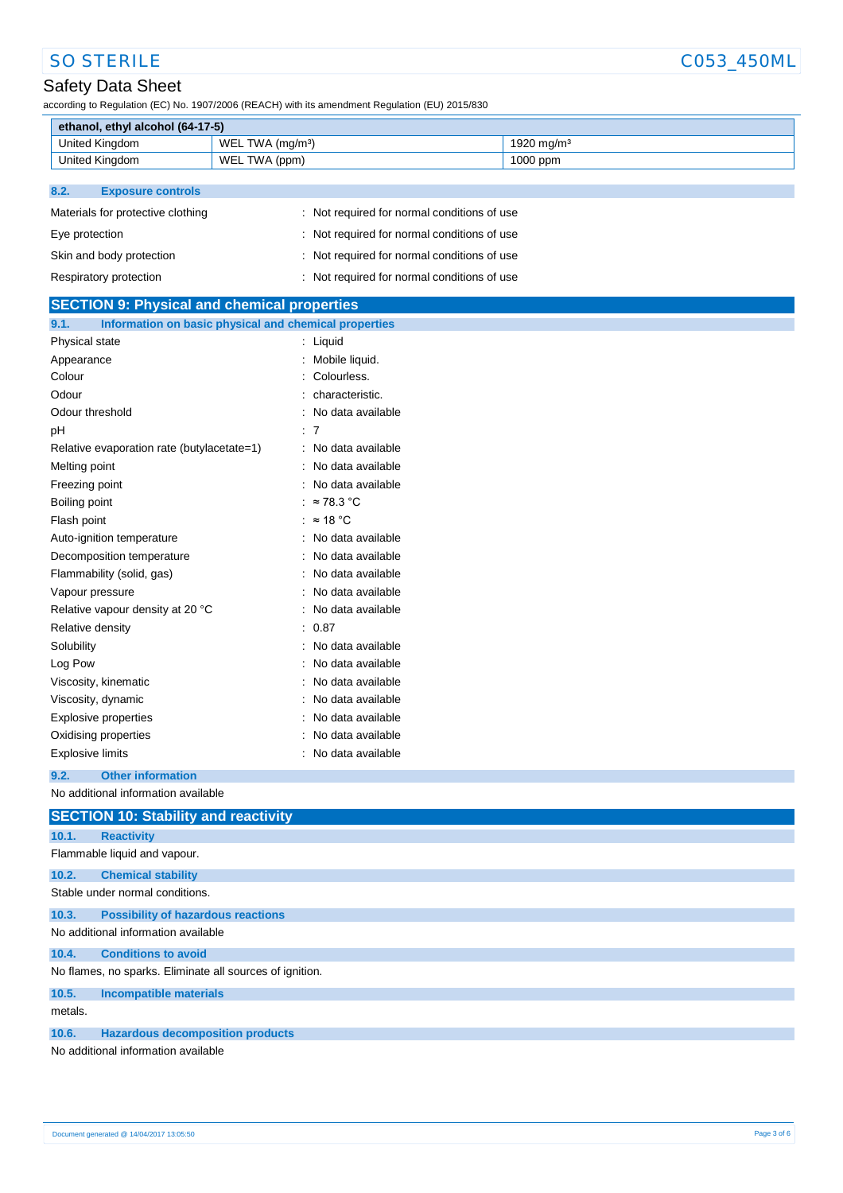| ethanol, ethyl alcohol (64-17-5) | | |
|---|---|---|
| United Kingdom | WEL TWA (mg/m³) | 1920 mg/m³ |
| United Kingdom | WEL TWA (ppm) | 1000 ppm |

### 8.2. Exposure controls

Materials for protective clothing : Not required for normal conditions of use

Eye protection : Not required for normal conditions of use

Skin and body protection : Not required for normal conditions of use

Respiratory protection : Not required for normal conditions of use

## SECTION 9: Physical and chemical properties

### 9.1. Information on basic physical and chemical properties

| | |
|---|---|
| Physical state | : Liquid |
| Appearance | : Mobile liquid. |
| Colour | : Colourless. |
| Odour | : characteristic. |
| Odour threshold | : No data available |
| pH | : 7 |
| Relative evaporation rate (butylacetate=1) | : No data available |
| Melting point | : No data available |
| Freezing point | : No data available |
| Boiling point | : ≈ 78.3 °C |
| Flash point | : ≈ 18 °C |
| Auto-ignition temperature | : No data available |
| Decomposition temperature | : No data available |
| Flammability (solid, gas) | : No data available |
| Vapour pressure | : No data available |
| Relative vapour density at 20 °C | : No data available |
| Relative density | : 0.87 |
| Solubility | : No data available |
| Log Pow | : No data available |
| Viscosity, kinematic | : No data available |
| Viscosity, dynamic | : No data available |
| Explosive properties | : No data available |
| Oxidising properties | : No data available |
| Explosive limits | : No data available |

### 9.2. Other information

No additional information available

## SECTION 10: Stability and reactivity

### 10.1. Reactivity

Flammable liquid and vapour.

### 10.2. Chemical stability

Stable under normal conditions.

### 10.3. Possibility of hazardous reactions

No additional information available

### 10.4. Conditions to avoid

No flames, no sparks. Eliminate all sources of ignition.

### 10.5. Incompatible materials

metals.

### 10.6. Hazardous decomposition products

No additional information available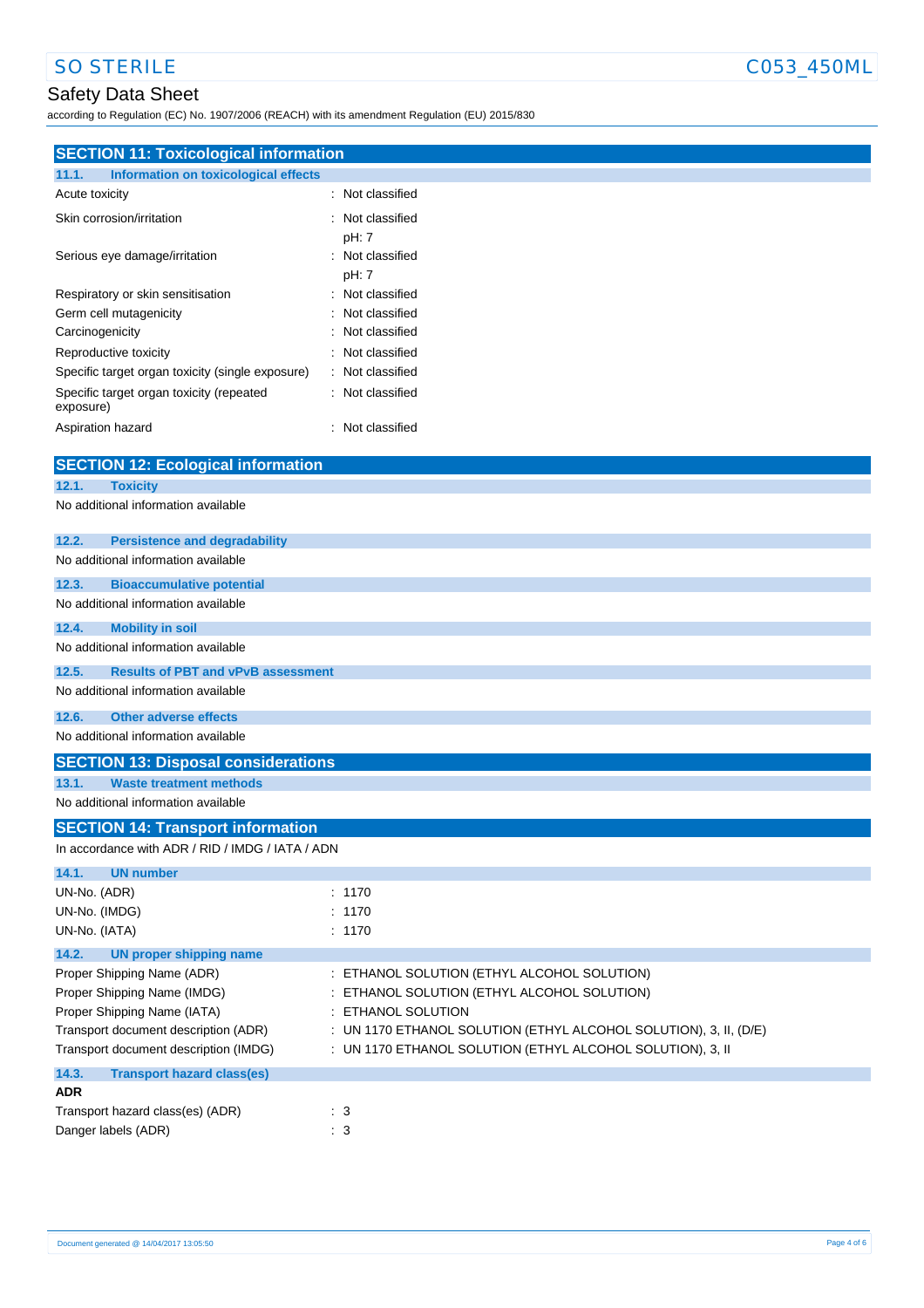## SECTION 11: Toxicological information

### 11.1. Information on toxicological effects

| | |
|---|---|
| Acute toxicity | : Not classified |
| Skin corrosion/irritation | : Not classified<br>pH: 7 |
| Serious eye damage/irritation | : Not classified<br>pH: 7 |
| Respiratory or skin sensitisation | : Not classified |
| Germ cell mutagenicity | : Not classified |
| Carcinogenicity | : Not classified |
| Reproductive toxicity | : Not classified |
| Specific target organ toxicity (single exposure) | : Not classified |
| Specific target organ toxicity (repeated exposure) | : Not classified |
| Aspiration hazard | : Not classified |

## SECTION 12: Ecological information

### 12.1. Toxicity

No additional information available

### 12.2. Persistence and degradability

No additional information available

### 12.3. Bioaccumulative potential

No additional information available

### 12.4. Mobility in soil

No additional information available

### 12.5. Results of PBT and vPvB assessment

No additional information available

### 12.6. Other adverse effects

No additional information available

## SECTION 13: Disposal considerations

### 13.1. Waste treatment methods

No additional information available

## SECTION 14: Transport information

In accordance with ADR / RID / IMDG / IATA / ADN

### 14.1. UN number

| | |
|---|---|
| UN-No. (ADR) | : 1170 |
| UN-No. (IMDG) | : 1170 |
| UN-No. (IATA) | : 1170 |

### 14.2. UN proper shipping name

| | |
|---|---|
| Proper Shipping Name (ADR) | : ETHANOL SOLUTION (ETHYL ALCOHOL SOLUTION) |
| Proper Shipping Name (IMDG) | : ETHANOL SOLUTION (ETHYL ALCOHOL SOLUTION) |
| Proper Shipping Name (IATA) | : ETHANOL SOLUTION |
| Transport document description (ADR) | : UN 1170 ETHANOL SOLUTION (ETHYL ALCOHOL SOLUTION), 3, II, (D/E) |
| Transport document description (IMDG) | : UN 1170 ETHANOL SOLUTION (ETHYL ALCOHOL SOLUTION), 3, II |

### 14.3. Transport hazard class(es)

**ADR**

| | |
|---|---|
| Transport hazard class(es) (ADR) | : 3 |
| Danger labels (ADR) | : 3 |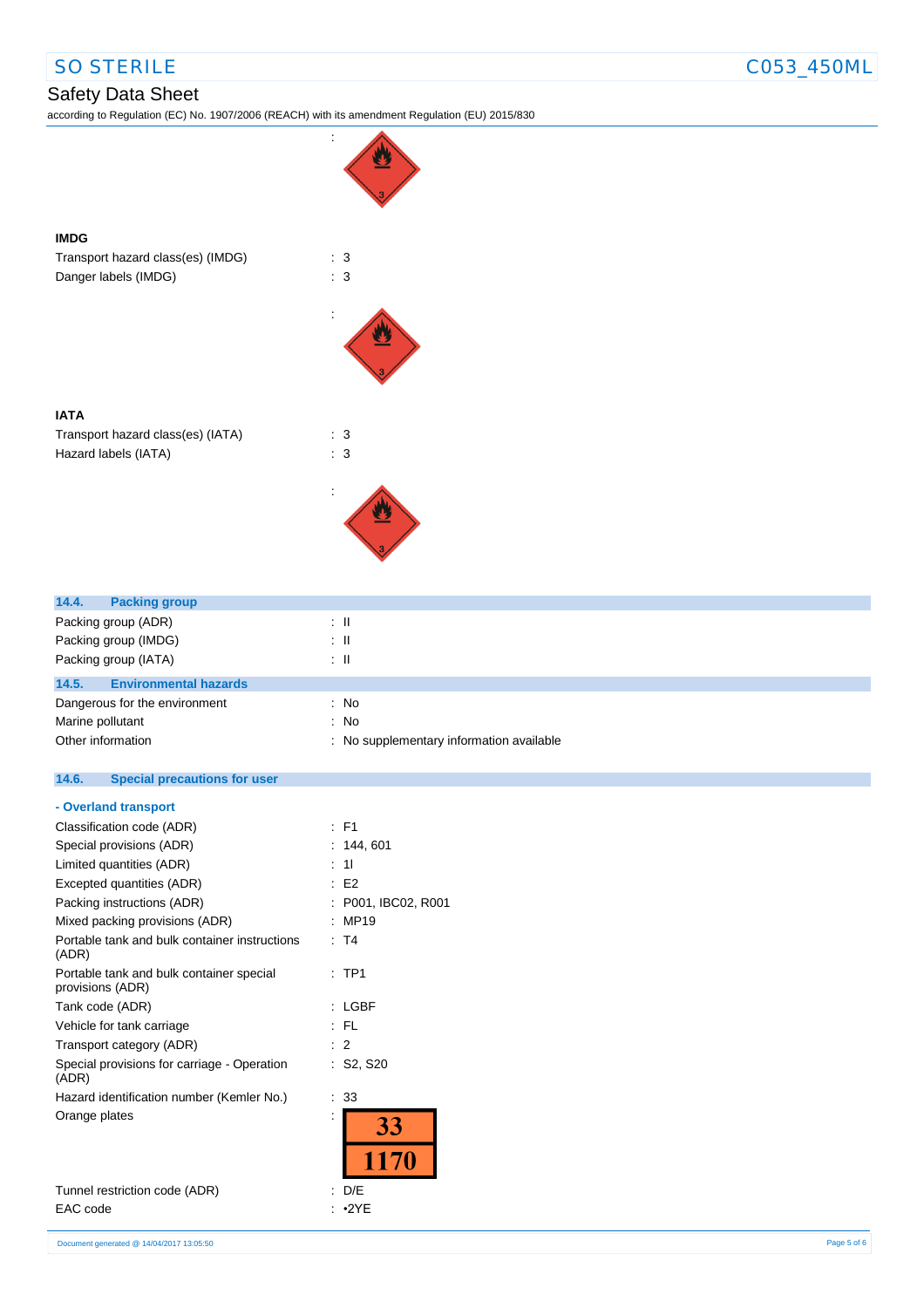:

**IMDG**

Transport hazard class(es) (IMDG) : 3

Danger labels (IMDG) : 3

:

**IATA**

Transport hazard class(es) (IATA) : 3

Hazard labels (IATA) : 3

:

## 14.4. Packing group

Packing group (ADR) : II

Packing group (IMDG) : II

Packing group (IATA) : II

## 14.5. Environmental hazards

Dangerous for the environment : No

Marine pollutant : No

Other information : No supplementary information available

## 14.6. Special precautions for user

**- Overland transport**

Classification code (ADR) : F1

Special provisions (ADR) : 144, 601

Limited quantities (ADR) : 1l

Excepted quantities (ADR) : E2

Packing instructions (ADR) : P001, IBC02, R001

Mixed packing provisions (ADR) : MP19

Portable tank and bulk container instructions (ADR) : T4

Portable tank and bulk container special provisions (ADR) : TP1

Tank code (ADR) : LGBF

Vehicle for tank carriage : FL

Transport category (ADR) : 2

Special provisions for carriage - Operation (ADR) : S2, S20

Hazard identification number (Kemler No.) : 33

Orange plates :

| 33 |
|---|
| 1170 |

Tunnel restriction code (ADR) : D/E

EAC code : •2YE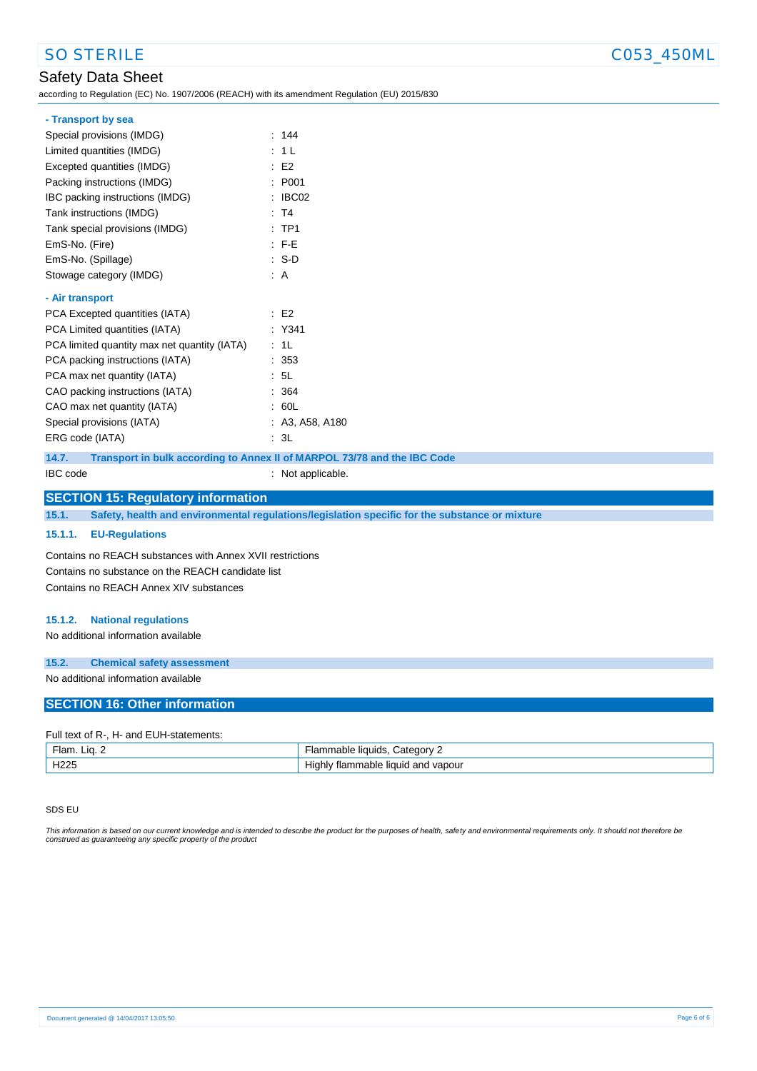- **Transport by sea**

| | |
|---|---|
| Special provisions (IMDG) | : 144 |
| Limited quantities (IMDG) | : 1 L |
| Excepted quantities (IMDG) | : E2 |
| Packing instructions (IMDG) | : P001 |
| IBC packing instructions (IMDG) | : IBC02 |
| Tank instructions (IMDG) | : T4 |
| Tank special provisions (IMDG) | : TP1 |
| EmS-No. (Fire) | : F-E |
| EmS-No. (Spillage) | : S-D |
| Stowage category (IMDG) | : A |

- **Air transport**

| | |
|---|---|
| PCA Excepted quantities (IATA) | : E2 |
| PCA Limited quantities (IATA) | : Y341 |
| PCA limited quantity max net quantity (IATA) | : 1L |
| PCA packing instructions (IATA) | : 353 |
| PCA max net quantity (IATA) | : 5L |
| CAO packing instructions (IATA) | : 364 |
| CAO max net quantity (IATA) | : 60L |
| Special provisions (IATA) | : A3, A58, A180 |
| ERG code (IATA) | : 3L |

### 14.7. Transport in bulk according to Annex II of MARPOL 73/78 and the IBC Code

IBC code : Not applicable.

## SECTION 15: Regulatory information

### 15.1. Safety, health and environmental regulations/legislation specific for the substance or mixture

#### 15.1.1. EU-Regulations

Contains no REACH substances with Annex XVII restrictions

Contains no substance on the REACH candidate list

Contains no REACH Annex XIV substances

#### 15.1.2. National regulations

No additional information available

### 15.2. Chemical safety assessment

No additional information available

## SECTION 16: Other information

Full text of R-, H- and EUH-statements:

| | |
|---|---|
| Flam. Liq. 2 | Flammable liquids, Category 2 |
| H225 | Highly flammable liquid and vapour |

SDS EU

*This information is based on our current knowledge and is intended to describe the product for the purposes of health, safety and environmental requirements only. It should not therefore be construed as guaranteeing any specific property of the product*